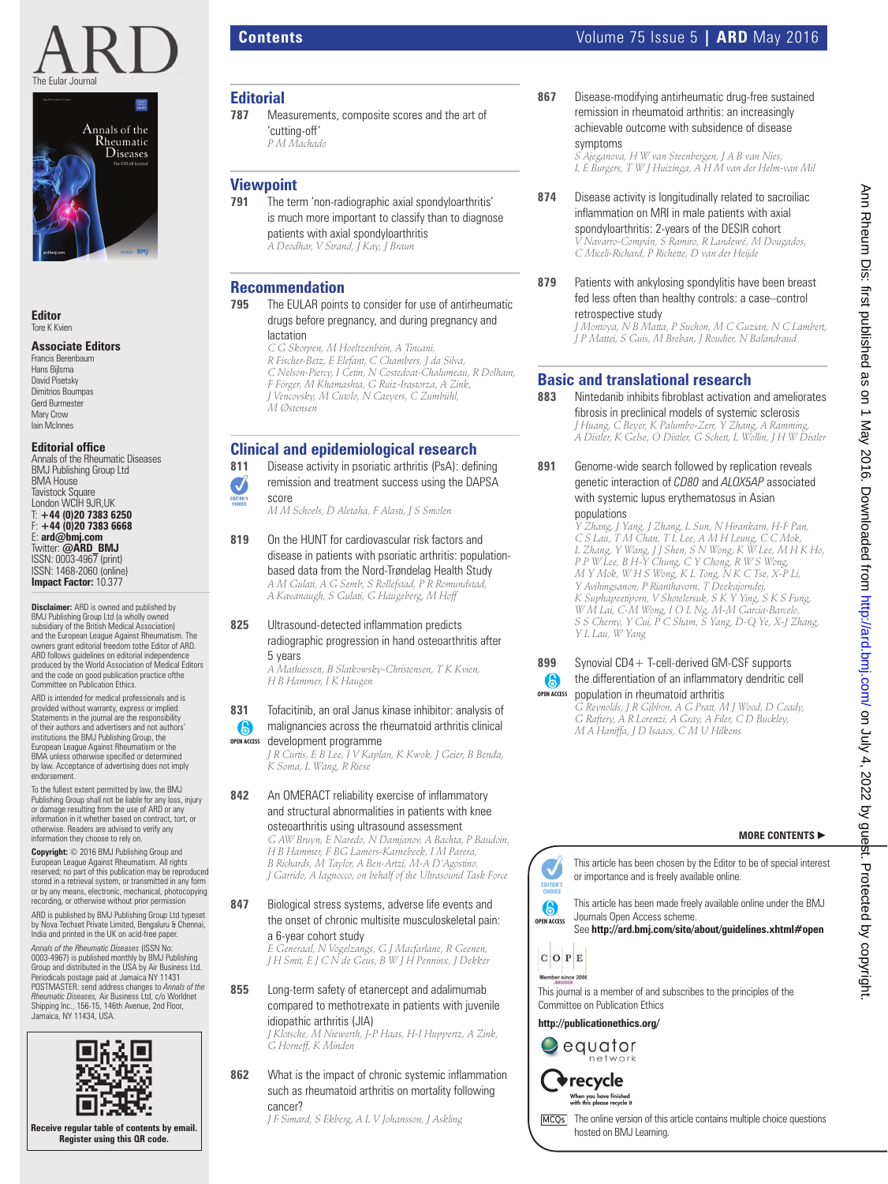# Contents

## Editorial

**787** Measurements, composite scores and the art of 'cutting-off'
*P M Machado*

## Viewpoint

**791** The term 'non-radiographic axial spondyloarthritis' is much more important to classify than to diagnose patients with axial spondyloarthritis
*A Deodhar, V Strand, J Kay, J Braun*

## Recommendation

**795** The EULAR points to consider for use of antirheumatic drugs before pregnancy, and during pregnancy and lactation
*C G Skorpen, M Hoeltzenbein, A Tincani, R Fischer-Betz, E Elefant, C Chambers, J da Silva, C Nelson-Piercy, I Cetin, N Costedoat-Chalumeau, R Dolhain, F Förger, M Khamashta, G Ruiz-Irastorza, A Zink, J Vencovsky, M Cutolo, N Caeyers, C Zumbühl, M Østensen*

## Clinical and epidemiological research

**811** Disease activity in psoriatic arthritis (PsA): defining remission and treatment success using the DAPSA score (EDITOR'S CHOICE)
*M M Schoels, D Aletaha, F Alasti, J S Smolen*

**819** On the HUNT for cardiovascular risk factors and disease in patients with psoriatic arthritis: population-based data from the Nord-Trøndelag Health Study
*A M Gulati, A G Semb, S Rollefstad, P R Romundstad, A Kavanaugh, S Gulati, C Haugeberg, M Hoff*

**825** Ultrasound-detected inflammation predicts radiographic progression in hand osteoarthritis after 5 years
*A Mathiessen, B Slatkowsky-Christensen, T K Kvien, H B Hammer, I K Haugen*

**831** Tofacitinib, an oral Janus kinase inhibitor: analysis of malignancies across the rheumatoid arthritis clinical development programme (OPEN ACCESS)
*J R Curtis, E B Lee, I V Kaplan, K Kwok, J Geier, B Benda, K Soma, L Wang, R Riese*

**842** An OMERACT reliability exercise of inflammatory and structural abnormalities in patients with knee osteoarthritis using ultrasound assessment
*G AW Bruyn, E Naredo, N Damjanov, A Bachta, P Baudoin, H B Hammer, F BG Lamers-Karnebeek, I M Parera, B Richards, M Taylor, A Ben-Arzi, M-A D'Agostino, J Garrido, A Iagnocco, on behalf of the Ultrasound Task Force*

**847** Biological stress systems, adverse life events and the onset of chronic multisite musculoskeletal pain: a 6-year cohort study
*E Generaal, N Vogelzangs, G J Macfarlane, R Geenen, J H Smit, E J C N de Geus, B W J H Penninx, J Dekker*

**855** Long-term safety of etanercept and adalimumab compared to methotrexate in patients with juvenile idiopathic arthritis (JIA)
*J Klotsche, M Niewerth, J-P Haas, H-I Huppertz, A Zink, G Horneff, K Minden*

**862** What is the impact of chronic systemic inflammation such as rheumatoid arthritis on mortality following cancer?
*J F Simard, S Ekberg, A L V Johansson, J Askling*

**867** Disease-modifying antirheumatic drug-free sustained remission in rheumatoid arthritis: an increasingly achievable outcome with subsidence of disease symptoms
*S Ajeganova, H W van Steenbergen, J A B van Nies, L E Burgers, T W J Huizinga, A H M van der Helm-van Mil*

**874** Disease activity is longitudinally related to sacroiliac inflammation on MRI in male patients with axial spondyloarthritis: 2-years of the DESIR cohort
*V Navarro-Compán, S Ramiro, R Landewé, M Dougados, C Miceli-Richard, P Richette, D van der Heijde*

**879** Patients with ankylosing spondylitis have been breast fed less often than healthy controls: a case–control retrospective study
*J Montoya, N B Matta, P Suchon, M C Guzian, N C Lambert, J P Mattei, S Guis, M Breban, J Roudier, N Balandraud*

## Basic and translational research

**883** Nintedanib inhibits fibroblast activation and ameliorates fibrosis in preclinical models of systemic sclerosis
*J Huang, C Beyer, K Palumbo-Zerr, Y Zhang, A Ramming, A Distler, K Gelse, O Distler, G Schett, L Wollin, J H W Distler*

**891** Genome-wide search followed by replication reveals genetic interaction of *CD80* and *ALOX5AP* associated with systemic lupus erythematosus in Asian populations
*Y Zhang, J Yang, J Zhang, L Sun, N Hirankarn, H-F Pan, C S Lau, T M Chan, T L Lee, A M H Leung, C C Mok, L Zhang, Y Wang, J J Shen, S N Wong, K W Lee, M H K Ho, P P W Lee, B H-Y Chung, C Y Chong, R W S Wong, M Y Mok, W H S Wong, K L Tong, N K C Tse, X-P Li, Y Avihingsanon, P Rianthavorn, T Deekajorndej, K Suphapeetiporn, V Shotelersuk, S K Y Ying, S K S Fung, W M Lai, C-M Wong, I O L Ng, M-M Garcia-Barcelo, S S Cherny, Y Cui, P C Sham, S Yang, D-Q Ye, X-J Zhang, Y L Lau, W Yang*

**899** Synovial CD4+ T-cell-derived GM-CSF supports the differentiation of an inflammatory dendritic cell population in rheumatoid arthritis (OPEN ACCESS)
*G Reynolds, J R Gibbon, A G Pratt, M J Wood, D Coady, G Raftery, A R Lorenzi, A Gray, A Filer, C D Buckley, M A Haniffa, J D Isaacs, C M U Hilkens*

**MORE CONTENTS ►**

EDITOR'S CHOICE: This article has been chosen by the Editor to be of special interest or importance and is freely available online.

OPEN ACCESS: This article has been made freely available online under the BMJ Journals Open Access scheme.
See **http://ard.bmj.com/site/about/guidelines.xhtml#open**

COPE — Member since 2008
This journal is a member of and subscribes to the principles of the Committee on Publication Ethics

**http://publicationethics.org/**

equator network

recycle — When you have finished with this please recycle it

MCQs — The online version of this article contains multiple choice questions hosted on BMJ Learning.

---

ARD — The Eular Journal

**Editor**
Tore K Kvien

**Associate Editors**
Francis Berenbaum
Hans Bijlsma
David Pisetsky
Dimitrios Boumpas
Gerd Burmester
Mary Crow
Iain McInnes

**Editorial office**
Annals of the Rheumatic Diseases
BMJ Publishing Group Ltd
BMA House
Tavistock Square
London WCIH 9JR,UK
T: **+44 (0)20 7383 6250**
F: **+44 (0)20 7383 6668**
E: **ard@bmj.com**
Twitter: **@ARD_BMJ**
ISSN: 0003-4967 (print)
ISSN: 1468-2060 (online)
**Impact Factor:** 10.377

**Disclaimer:** ARD is owned and published by BMJ Publishing Group Ltd (a wholly owned subsidiary of the British Medical Association) and the European League Against Rheumatism. The owners grant editorial freedom tothe Editor of ARD. ARD follows guidelines on editorial independence produced by the World Association of Medical Editors and the code on good publication practice ofthe Committee on Publication Ethics.

ARD is intended for medical professionals and is provided without warranty, express or implied. Statements in the journal are the responsibility of their authors and advertisers and not authors' institutions the BMJ Publishing Group, the European League Against Rheumatism or the BMA unless otherwise specified or determined by law. Acceptance of advertising does not imply endorsement.

To the fullest extent permitted by law, the BMJ Publishing Group shall not be liable for any loss, injury or damage resulting from the use of ARD or any information in it whether based on contract, tort, or otherwise. Readers are advised to verify any information they choose to rely on.

**Copyright:** © 2016 BMJ Publishing Group and European League Against Rheumatism. All rights reserved; no part of this publication may be reproduced stored in a retrieval system, or transmitted in any form or by any means, electronic, mechanical, photocopying recording, or otherwise without prior permission

ARD is published by BMJ Publishing Group Ltd typeset by Nova Techset Private Limited, Bengaluru & Chennai, India and printed in the UK on acid-free paper.

*Annals of the Rheumatic Diseases* (ISSN No: 0003-4967) is published monthly by BMJ Publishing Group and distributed in the USA by Air Business Ltd. Periodicals postage paid at Jamaica NY 11431 POSTMASTER: send address changes to *Annals of the Rheumatic Diseases*, Air Business Ltd, c/o Worldnet Shipping Inc., 156-15, 146th Avenue, 2nd Floor, Jamaica, NY 11434, USA.

**Receive regular table of contents by email. Register using this QR code.**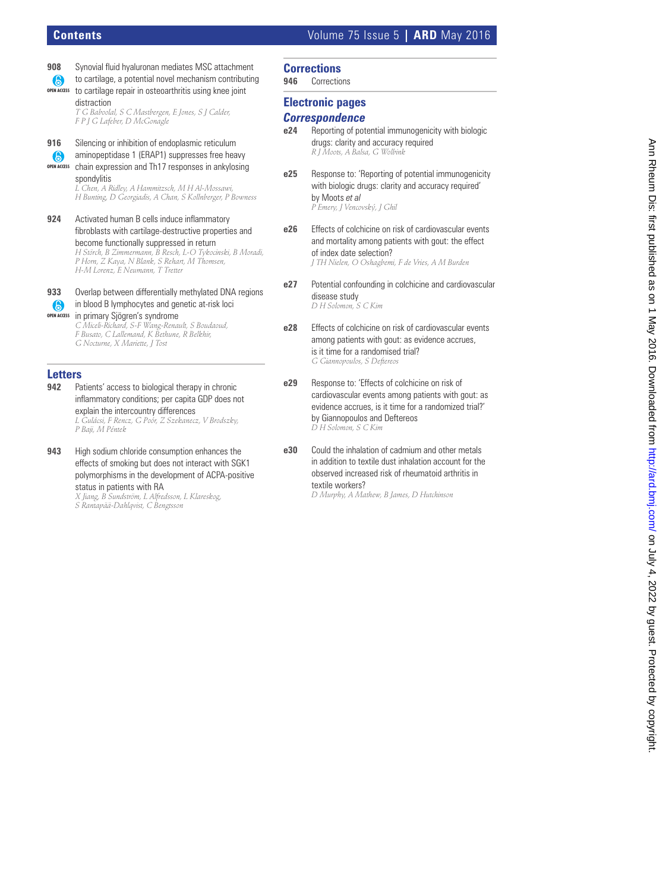## Contents

**908** Synovial fluid hyaluronan mediates MSC attachment to cartilage, a potential novel mechanism contributing to cartilage repair in osteoarthritis using knee joint distraction
OPEN ACCESS
*T G Baboolal, S C Mastbergen, E Jones, S J Calder, F P J G Lafeber, D McGonagle*

**916** Silencing or inhibition of endoplasmic reticulum aminopeptidase 1 (ERAP1) suppresses free heavy chain expression and Th17 responses in ankylosing spondylitis
OPEN ACCESS
*L Chen, A Ridley, A Hammitzsch, M H Al-Mossawi, H Bunting, D Georgiadis, A Chan, S Kollnberger, P Bowness*

**924** Activated human B cells induce inflammatory fibroblasts with cartilage-destructive properties and become functionally suppressed in return
*H Störch, B Zimmermann, B Resch, L-O Tykocinski, B Moradi, P Horn, Z Kaya, N Blank, S Rehart, M Thomsen, H-M Lorenz, E Neumann, T Tretter*

**933** Overlap between differentially methylated DNA regions in blood B lymphocytes and genetic at-risk loci in primary Sjögren's syndrome
OPEN ACCESS
*C Miceli-Richard, S-F Wang-Renault, S Boudaoud, F Busato, C Lallemand, K Bethune, R Belkhir, G Nocturne, X Mariette, J Tost*

## Letters

**942** Patients' access to biological therapy in chronic inflammatory conditions; per capita GDP does not explain the intercountry differences
*L Gulácsi, F Rencz, G Poór, Z Szekanecz, V Brodszky, P Baji, M Péntek*

**943** High sodium chloride consumption enhances the effects of smoking but does not interact with SGK1 polymorphisms in the development of ACPA-positive status in patients with RA
*X Jiang, B Sundström, L Alfredsson, L Klareskog, S Rantapää-Dahlqvist, C Bengtsson*

## Corrections

**946** Corrections

## Electronic pages

### *Correspondence*

**e24** Reporting of potential immunogenicity with biologic drugs: clarity and accuracy required
*R J Moots, A Balsa, G Wolbink*

**e25** Response to: 'Reporting of potential immunogenicity with biologic drugs: clarity and accuracy required' by Moots *et al*
*P Emery, J Vencovský, J Ghil*

**e26** Effects of colchicine on risk of cardiovascular events and mortality among patients with gout: the effect of index date selection?
*J TH Nielen, O Oshagbemi, F de Vries, A M Burden*

**e27** Potential confounding in colchicine and cardiovascular disease study
*D H Solomon, S C Kim*

**e28** Effects of colchicine on risk of cardiovascular events among patients with gout: as evidence accrues, is it time for a randomised trial?
*G Giannopoulos, S Deftereos*

**e29** Response to: 'Effects of colchicine on risk of cardiovascular events among patients with gout: as evidence accrues, is it time for a randomized trial?' by Giannopoulos and Deftereos
*D H Solomon, S C Kim*

**e30** Could the inhalation of cadmium and other metals in addition to textile dust inhalation account for the observed increased risk of rheumatoid arthritis in textile workers?
*D Murphy, A Mathew, B James, D Hutchinson*